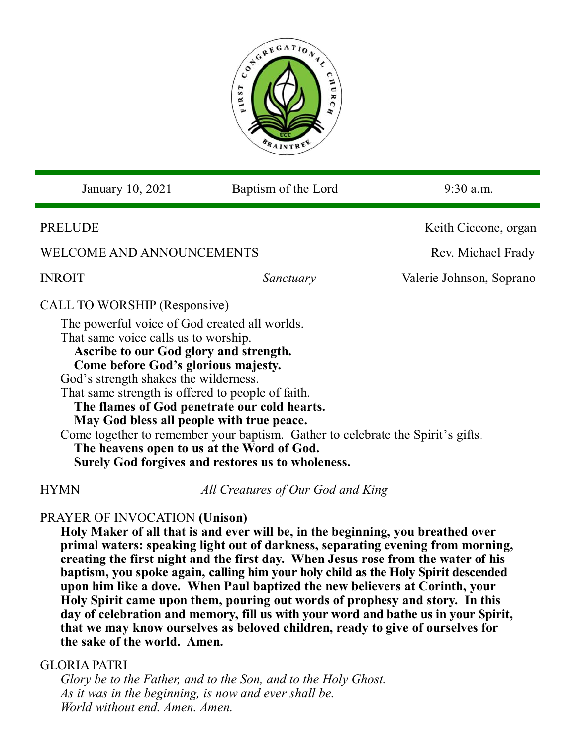| January 10, 2021 | Baptism of the Lord | 9:30 a.m. |
|---|---|---|

PRELUDE — Keith Ciccone, organ

WELCOME AND ANNOUNCEMENTS — Rev. Michael Frady

INROIT — *Sanctuary* — Valerie Johnson, Soprano

CALL TO WORSHIP (Responsive)

The powerful voice of God created all worlds.
That same voice calls us to worship.
**Ascribe to our God glory and strength.**
**Come before God's glorious majesty.**
God's strength shakes the wilderness.
That same strength is offered to people of faith.
**The flames of God penetrate our cold hearts.**
**May God bless all people with true peace.**
Come together to remember your baptism. Gather to celebrate the Spirit's gifts.
**The heavens open to us at the Word of God.**
**Surely God forgives and restores us to wholeness.**

HYMN — *All Creatures of Our God and King*

PRAYER OF INVOCATION **(Unison)**

**Holy Maker of all that is and ever will be, in the beginning, you breathed over primal waters: speaking light out of darkness, separating evening from morning, creating the first night and the first day. When Jesus rose from the water of his baptism, you spoke again, calling him your holy child as the Holy Spirit descended upon him like a dove. When Paul baptized the new believers at Corinth, your Holy Spirit came upon them, pouring out words of prophesy and story. In this day of celebration and memory, fill us with your word and bathe us in your Spirit, that we may know ourselves as beloved children, ready to give of ourselves for the sake of the world. Amen.**

GLORIA PATRI

*Glory be to the Father, and to the Son, and to the Holy Ghost.*
*As it was in the beginning, is now and ever shall be.*
*World without end. Amen. Amen.*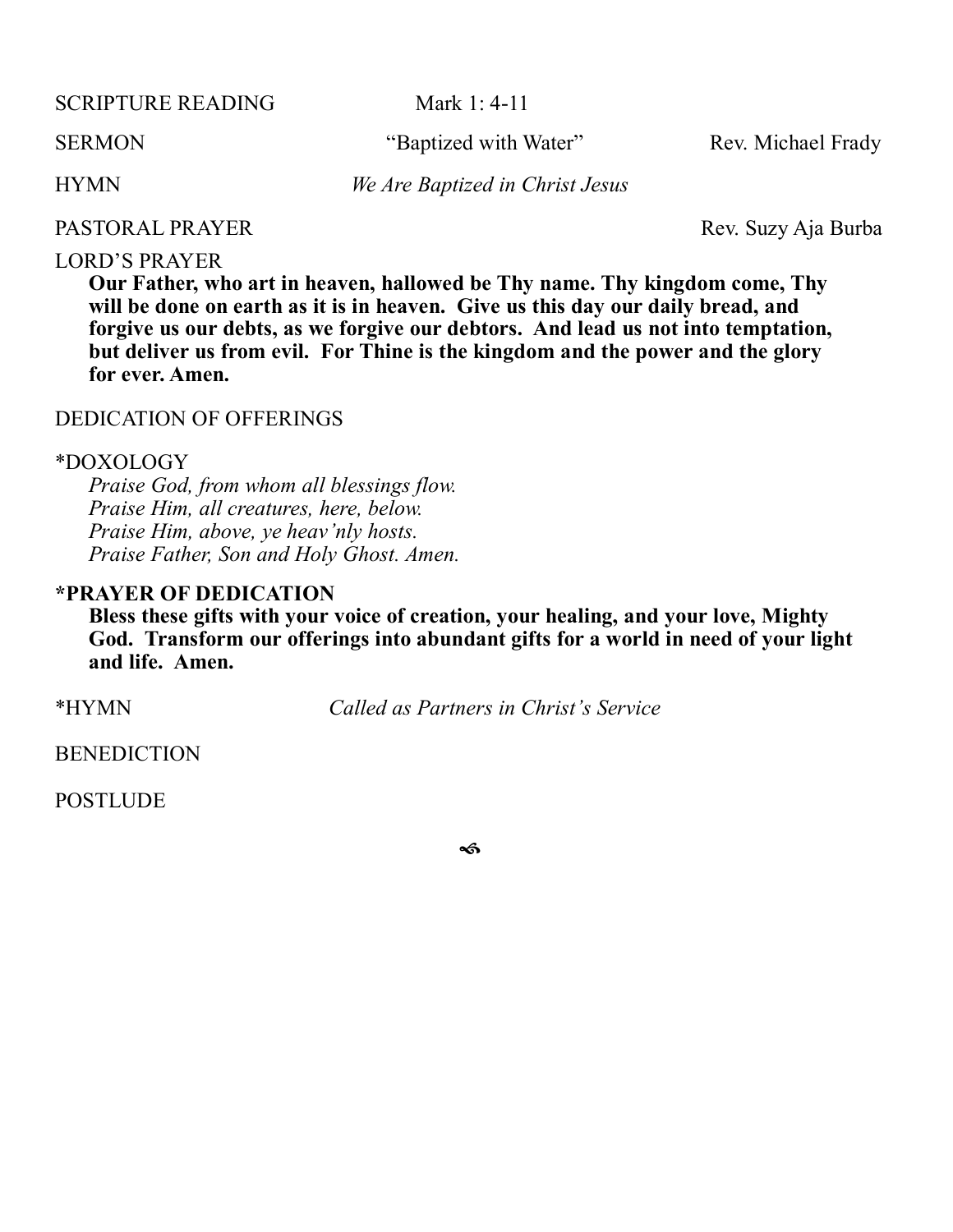SCRIPTURE READING Mark 1: 4-11

SERMON "Baptized with Water" Rev. Michael Frady

HYMN *We Are Baptized in Christ Jesus*

PASTORAL PRAYER Rev. Suzy Aja Burba

LORD'S PRAYER

**Our Father, who art in heaven, hallowed be Thy name. Thy kingdom come, Thy will be done on earth as it is in heaven. Give us this day our daily bread, and forgive us our debts, as we forgive our debtors. And lead us not into temptation, but deliver us from evil. For Thine is the kingdom and the power and the glory for ever. Amen.**

DEDICATION OF OFFERINGS

*DOXOLOGY

*Praise God, from whom all blessings flow.*
*Praise Him, all creatures, here, below.*
*Praise Him, above, ye heav'nly hosts.*
*Praise Father, Son and Holy Ghost. Amen.*

**\*PRAYER OF DEDICATION**

**Bless these gifts with your voice of creation, your healing, and your love, Mighty God. Transform our offerings into abundant gifts for a world in need of your light and life. Amen.**

*HYMN *Called as Partners in Christ's Service*

BENEDICTION

POSTLUDE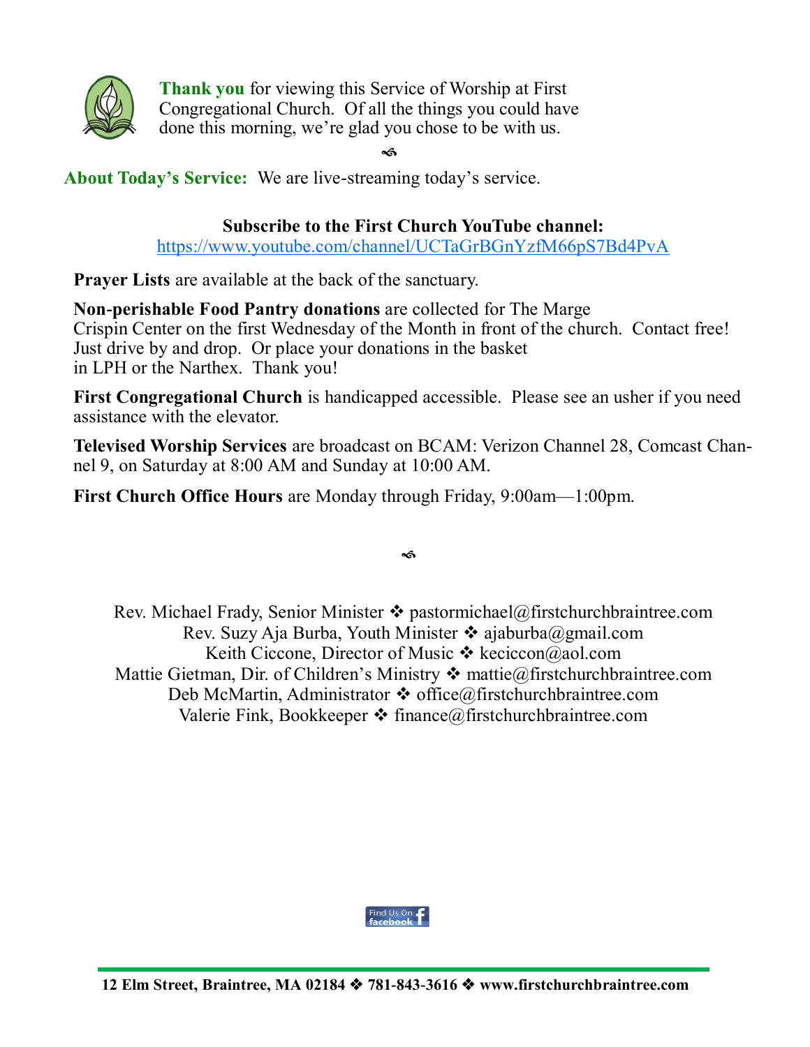**Thank you** for viewing this Service of Worship at First Congregational Church. Of all the things you could have done this morning, we're glad you chose to be with us.

**About Today's Service:** We are live-streaming today's service.

**Subscribe to the First Church YouTube channel:**
https://www.youtube.com/channel/UCTaGrBGnYzfM66pS7Bd4PvA

**Prayer Lists** are available at the back of the sanctuary.

**Non-perishable Food Pantry donations** are collected for The Marge Crispin Center on the first Wednesday of the Month in front of the church. Contact free! Just drive by and drop. Or place your donations in the basket in LPH or the Narthex. Thank you!

**First Congregational Church** is handicapped accessible. Please see an usher if you need assistance with the elevator.

**Televised Worship Services** are broadcast on BCAM: Verizon Channel 28, Comcast Channel 9, on Saturday at 8:00 AM and Sunday at 10:00 AM.

**First Church Office Hours** are Monday through Friday, 9:00am—1:00pm.

Rev. Michael Frady, Senior Minister ❖ pastormichael@firstchurchbraintree.com
Rev. Suzy Aja Burba, Youth Minister ❖ ajaburba@gmail.com
Keith Ciccone, Director of Music ❖ keciccon@aol.com
Mattie Gietman, Dir. of Children's Ministry ❖ mattie@firstchurchbraintree.com
Deb McMartin, Administrator ❖ office@firstchurchbraintree.com
Valerie Fink, Bookkeeper ❖ finance@firstchurchbraintree.com

Find Us On facebook

**12 Elm Street, Braintree, MA 02184 ❖ 781-843-3616 ❖ www.firstchurchbraintree.com**